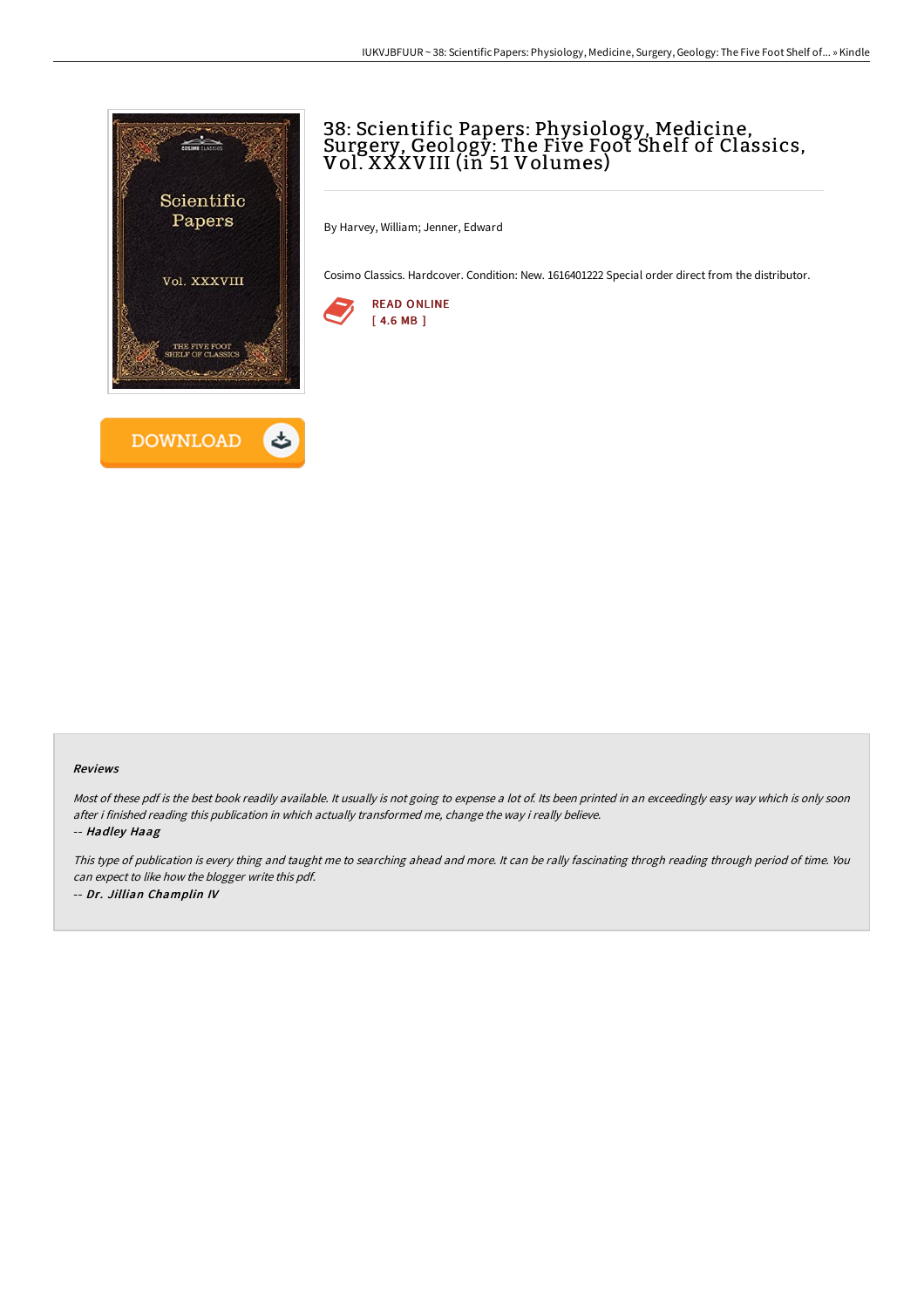# 38: Scientific Papers: Physiology, Medicine, Surgery, Geology: The Five Foot Shelf of Classics, Vol. XXXVIII (in 51 Volumes)

By Harvey, William; Jenner, Edward

Cosimo Classics. Hardcover. Condition: New. 1616401222 Special order direct from the distributor.

READ ONLINE
[ 4.6 MB ]

DOWNLOAD

### Reviews

*Most of these pdf is the best book readily available. It usually is not going to expense a lot of. Its been printed in an exceedingly easy way which is only soon after i finished reading this publication in which actually transformed me, change the way i really believe.*

*-- **Hadley Haag***

*This type of publication is every thing and taught me to searching ahead and more. It can be rally fascinating throgh reading through period of time. You can expect to like how the blogger write this pdf.*

*-- **Dr. Jillian Champlin IV***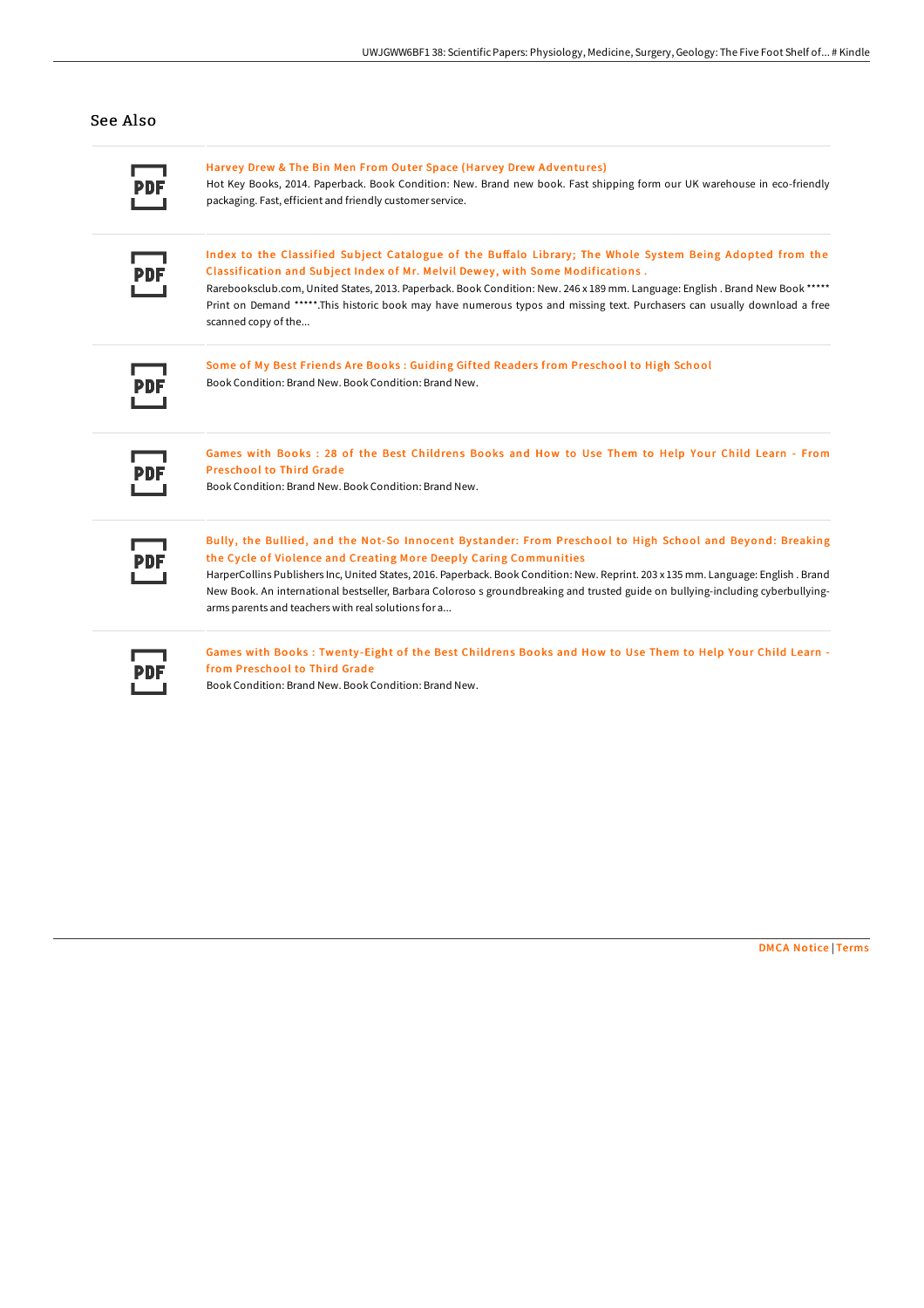## See Also

**Harvey Drew & The Bin Men From Outer Space (Harvey Drew Adventures)**

Hot Key Books, 2014. Paperback. Book Condition: New. Brand new book. Fast shipping form our UK warehouse in eco-friendly packaging. Fast, efficient and friendly customer service.

**Index to the Classified Subject Catalogue of the Buffalo Library; The Whole System Being Adopted from the Classification and Subject Index of Mr. Melvil Dewey, with Some Modifications .**

Rarebooksclub.com, United States, 2013. Paperback. Book Condition: New. 246 x 189 mm. Language: English . Brand New Book ***** Print on Demand *****.This historic book may have numerous typos and missing text. Purchasers can usually download a free scanned copy of the...

**Some of My Best Friends Are Books : Guiding Gifted Readers from Preschool to High School**

Book Condition: Brand New. Book Condition: Brand New.

**Games with Books : 28 of the Best Childrens Books and How to Use Them to Help Your Child Learn - From Preschool to Third Grade**

Book Condition: Brand New. Book Condition: Brand New.

**Bully, the Bullied, and the Not-So Innocent Bystander: From Preschool to High School and Beyond: Breaking the Cycle of Violence and Creating More Deeply Caring Communities**

HarperCollins Publishers Inc, United States, 2016. Paperback. Book Condition: New. Reprint. 203 x 135 mm. Language: English . Brand New Book. An international bestseller, Barbara Coloroso s groundbreaking and trusted guide on bullying-including cyberbullying-arms parents and teachers with real solutions for a...

**Games with Books : Twenty-Eight of the Best Childrens Books and How to Use Them to Help Your Child Learn - from Preschool to Third Grade**

Book Condition: Brand New. Book Condition: Brand New.